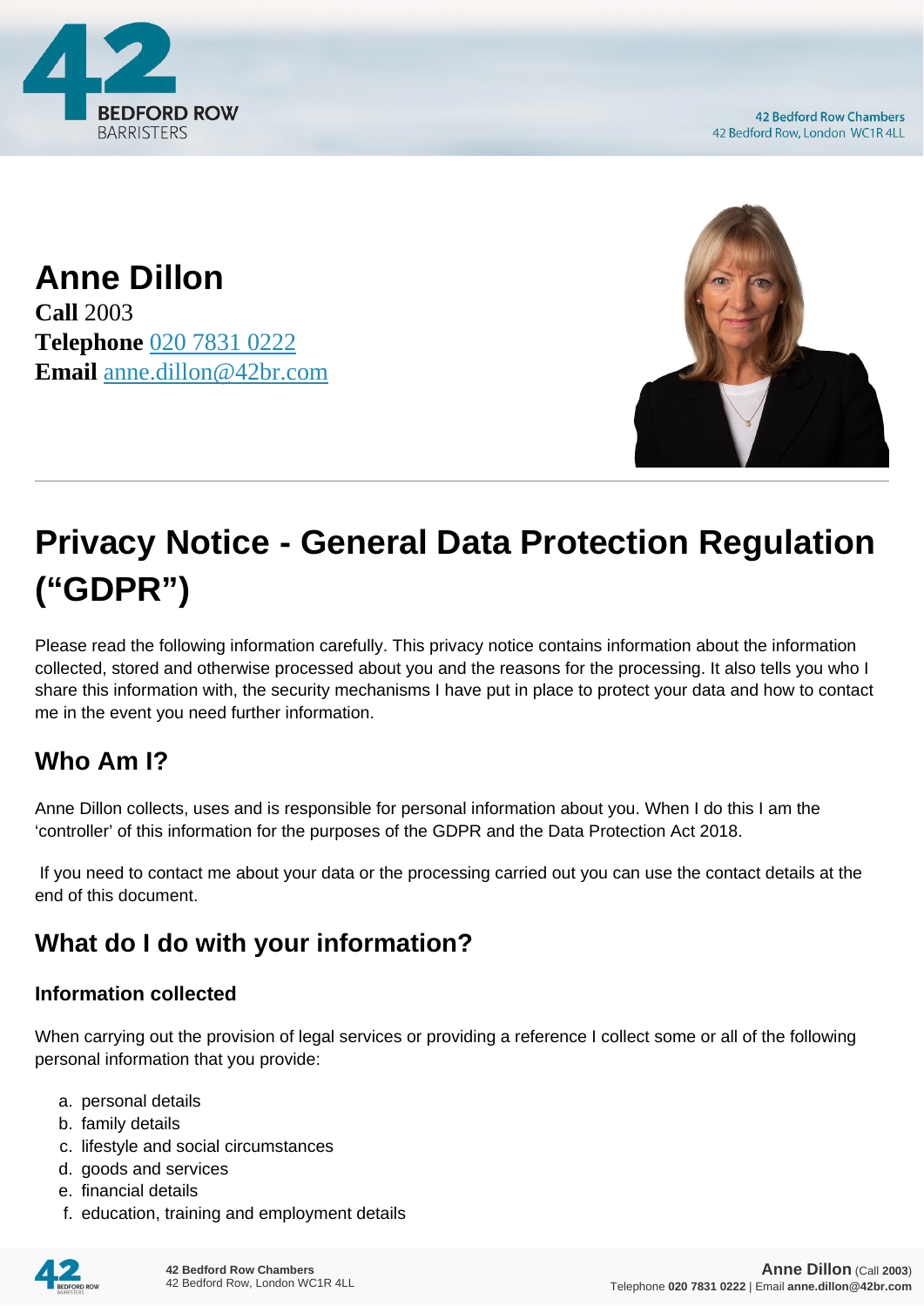# Anne Dillon

**Call** 2003
**Telephone** 020 7831 0222
**Email** anne.dillon@42br.com

## Privacy Notice - General Data Protection Regulation ("GDPR")

Please read the following information carefully. This privacy notice contains information about the information collected, stored and otherwise processed about you and the reasons for the processing. It also tells you who I share this information with, the security mechanisms I have put in place to protect your data and how to contact me in the event you need further information.

### Who Am I?

Anne Dillon collects, uses and is responsible for personal information about you. When I do this I am the 'controller' of this information for the purposes of the GDPR and the Data Protection Act 2018.

If you need to contact me about your data or the processing carried out you can use the contact details at the end of this document.

### What do I do with your information?

#### Information collected

When carrying out the provision of legal services or providing a reference I collect some or all of the following personal information that you provide:

a. personal details
b. family details
c. lifestyle and social circumstances
d. goods and services
e. financial details
f. education, training and employment details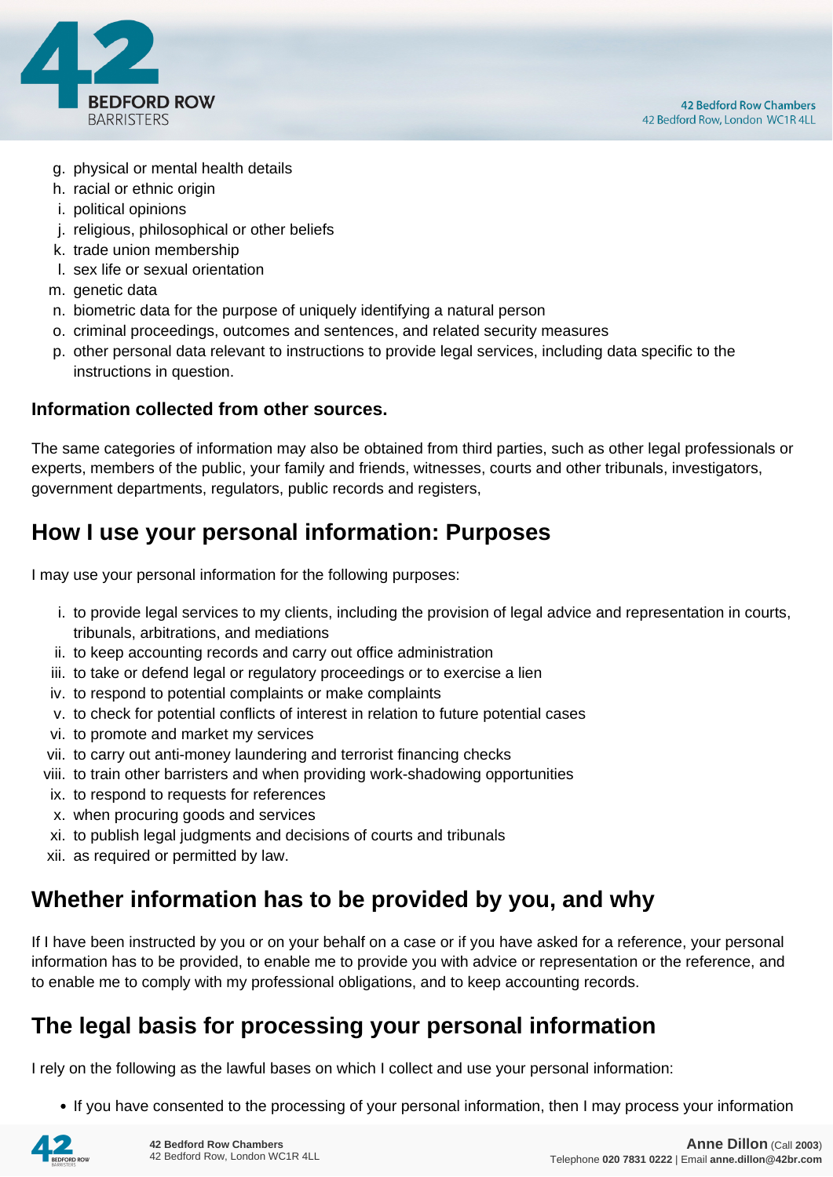g. physical or mental health details
h. racial or ethnic origin
i. political opinions
j. religious, philosophical or other beliefs
k. trade union membership
l. sex life or sexual orientation
m. genetic data
n. biometric data for the purpose of uniquely identifying a natural person
o. criminal proceedings, outcomes and sentences, and related security measures
p. other personal data relevant to instructions to provide legal services, including data specific to the instructions in question.

**Information collected from other sources.**

The same categories of information may also be obtained from third parties, such as other legal professionals or experts, members of the public, your family and friends, witnesses, courts and other tribunals, investigators, government departments, regulators, public records and registers,

## How I use your personal information: Purposes

I may use your personal information for the following purposes:

i. to provide legal services to my clients, including the provision of legal advice and representation in courts, tribunals, arbitrations, and mediations
ii. to keep accounting records and carry out office administration
iii. to take or defend legal or regulatory proceedings or to exercise a lien
iv. to respond to potential complaints or make complaints
v. to check for potential conflicts of interest in relation to future potential cases
vi. to promote and market my services
vii. to carry out anti-money laundering and terrorist financing checks
viii. to train other barristers and when providing work-shadowing opportunities
ix. to respond to requests for references
x. when procuring goods and services
xi. to publish legal judgments and decisions of courts and tribunals
xii. as required or permitted by law.

## Whether information has to be provided by you, and why

If I have been instructed by you or on your behalf on a case or if you have asked for a reference, your personal information has to be provided, to enable me to provide you with advice or representation or the reference, and to enable me to comply with my professional obligations, and to keep accounting records.

## The legal basis for processing your personal information

I rely on the following as the lawful bases on which I collect and use your personal information:

- If you have consented to the processing of your personal information, then I may process your information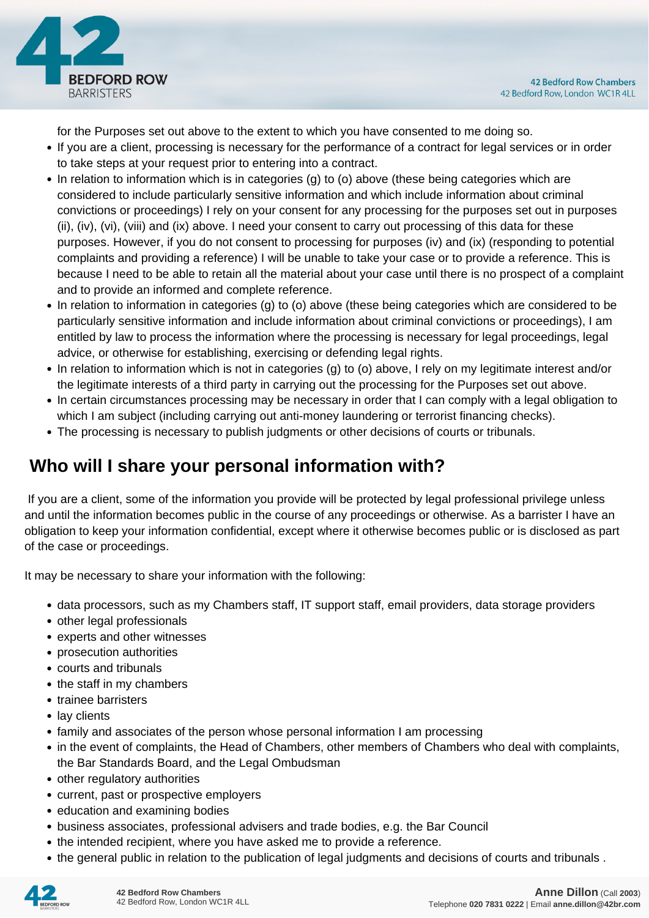for the Purposes set out above to the extent to which you have consented to me doing so.

- If you are a client, processing is necessary for the performance of a contract for legal services or in order to take steps at your request prior to entering into a contract.
- In relation to information which is in categories (g) to (o) above (these being categories which are considered to include particularly sensitive information and which include information about criminal convictions or proceedings) I rely on your consent for any processing for the purposes set out in purposes (ii), (iv), (vi), (viii) and (ix) above. I need your consent to carry out processing of this data for these purposes. However, if you do not consent to processing for purposes (iv) and (ix) (responding to potential complaints and providing a reference) I will be unable to take your case or to provide a reference. This is because I need to be able to retain all the material about your case until there is no prospect of a complaint and to provide an informed and complete reference.
- In relation to information in categories (g) to (o) above (these being categories which are considered to be particularly sensitive information and include information about criminal convictions or proceedings), I am entitled by law to process the information where the processing is necessary for legal proceedings, legal advice, or otherwise for establishing, exercising or defending legal rights.
- In relation to information which is not in categories (g) to (o) above, I rely on my legitimate interest and/or the legitimate interests of a third party in carrying out the processing for the Purposes set out above.
- In certain circumstances processing may be necessary in order that I can comply with a legal obligation to which I am subject (including carrying out anti-money laundering or terrorist financing checks).
- The processing is necessary to publish judgments or other decisions of courts or tribunals.

## Who will I share your personal information with?

If you are a client, some of the information you provide will be protected by legal professional privilege unless and until the information becomes public in the course of any proceedings or otherwise. As a barrister I have an obligation to keep your information confidential, except where it otherwise becomes public or is disclosed as part of the case or proceedings.

It may be necessary to share your information with the following:

- data processors, such as my Chambers staff, IT support staff, email providers, data storage providers
- other legal professionals
- experts and other witnesses
- prosecution authorities
- courts and tribunals
- the staff in my chambers
- trainee barristers
- lay clients
- family and associates of the person whose personal information I am processing
- in the event of complaints, the Head of Chambers, other members of Chambers who deal with complaints, the Bar Standards Board, and the Legal Ombudsman
- other regulatory authorities
- current, past or prospective employers
- education and examining bodies
- business associates, professional advisers and trade bodies, e.g. the Bar Council
- the intended recipient, where you have asked me to provide a reference.
- the general public in relation to the publication of legal judgments and decisions of courts and tribunals .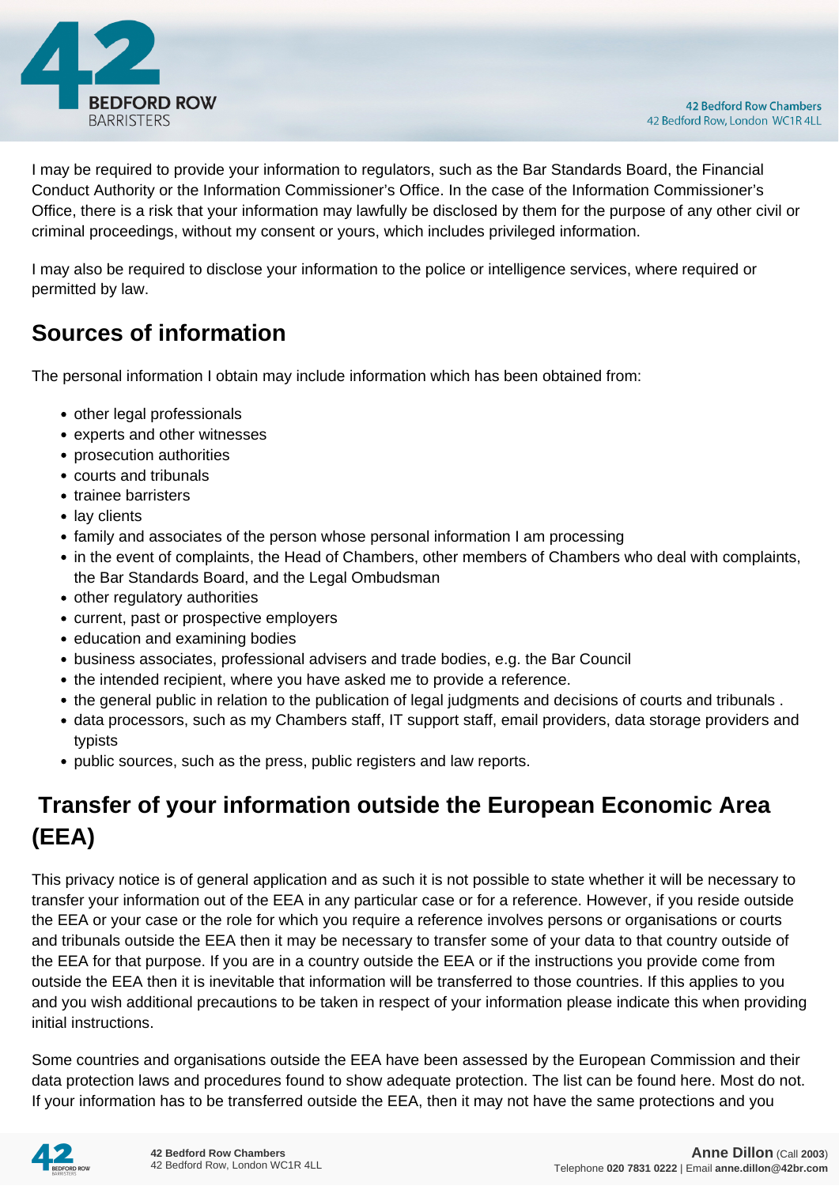I may be required to provide your information to regulators, such as the Bar Standards Board, the Financial Conduct Authority or the Information Commissioner's Office. In the case of the Information Commissioner's Office, there is a risk that your information may lawfully be disclosed by them for the purpose of any other civil or criminal proceedings, without my consent or yours, which includes privileged information.

I may also be required to disclose your information to the police or intelligence services, where required or permitted by law.

## Sources of information

The personal information I obtain may include information which has been obtained from:

- other legal professionals
- experts and other witnesses
- prosecution authorities
- courts and tribunals
- trainee barristers
- lay clients
- family and associates of the person whose personal information I am processing
- in the event of complaints, the Head of Chambers, other members of Chambers who deal with complaints, the Bar Standards Board, and the Legal Ombudsman
- other regulatory authorities
- current, past or prospective employers
- education and examining bodies
- business associates, professional advisers and trade bodies, e.g. the Bar Council
- the intended recipient, where you have asked me to provide a reference.
- the general public in relation to the publication of legal judgments and decisions of courts and tribunals .
- data processors, such as my Chambers staff, IT support staff, email providers, data storage providers and typists
- public sources, such as the press, public registers and law reports.

## Transfer of your information outside the European Economic Area (EEA)

This privacy notice is of general application and as such it is not possible to state whether it will be necessary to transfer your information out of the EEA in any particular case or for a reference. However, if you reside outside the EEA or your case or the role for which you require a reference involves persons or organisations or courts and tribunals outside the EEA then it may be necessary to transfer some of your data to that country outside of the EEA for that purpose. If you are in a country outside the EEA or if the instructions you provide come from outside the EEA then it is inevitable that information will be transferred to those countries. If this applies to you and you wish additional precautions to be taken in respect of your information please indicate this when providing initial instructions.

Some countries and organisations outside the EEA have been assessed by the European Commission and their data protection laws and procedures found to show adequate protection. The list can be found here. Most do not. If your information has to be transferred outside the EEA, then it may not have the same protections and you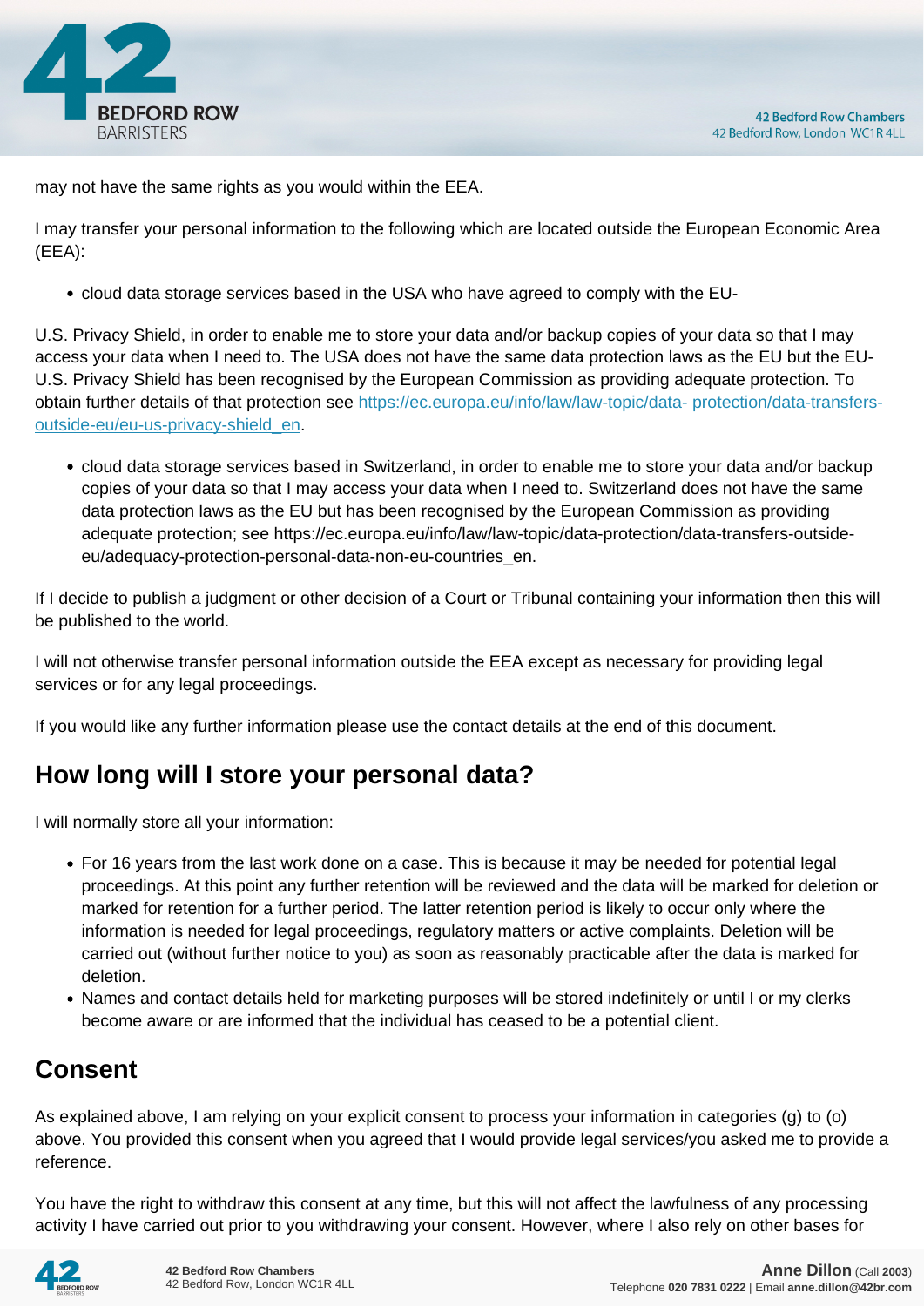may not have the same rights as you would within the EEA.

I may transfer your personal information to the following which are located outside the European Economic Area (EEA):

- cloud data storage services based in the USA who have agreed to comply with the EU-

U.S. Privacy Shield, in order to enable me to store your data and/or backup copies of your data so that I may access your data when I need to. The USA does not have the same data protection laws as the EU but the EU-U.S. Privacy Shield has been recognised by the European Commission as providing adequate protection. To obtain further details of that protection see [https://ec.europa.eu/info/law/law-topic/data- protection/data-transfers-outside-eu/eu-us-privacy-shield_en](https://ec.europa.eu/info/law/law-topic/data-protection/data-transfers-outside-eu/eu-us-privacy-shield_en).

- cloud data storage services based in Switzerland, in order to enable me to store your data and/or backup copies of your data so that I may access your data when I need to. Switzerland does not have the same data protection laws as the EU but has been recognised by the European Commission as providing adequate protection; see https://ec.europa.eu/info/law/law-topic/data-protection/data-transfers-outside-eu/adequacy-protection-personal-data-non-eu-countries_en.

If I decide to publish a judgment or other decision of a Court or Tribunal containing your information then this will be published to the world.

I will not otherwise transfer personal information outside the EEA except as necessary for providing legal services or for any legal proceedings.

If you would like any further information please use the contact details at the end of this document.

## How long will I store your personal data?

I will normally store all your information:

- For 16 years from the last work done on a case. This is because it may be needed for potential legal proceedings. At this point any further retention will be reviewed and the data will be marked for deletion or marked for retention for a further period. The latter retention period is likely to occur only where the information is needed for legal proceedings, regulatory matters or active complaints. Deletion will be carried out (without further notice to you) as soon as reasonably practicable after the data is marked for deletion.
- Names and contact details held for marketing purposes will be stored indefinitely or until I or my clerks become aware or are informed that the individual has ceased to be a potential client.

## Consent

As explained above, I am relying on your explicit consent to process your information in categories (g) to (o) above. You provided this consent when you agreed that I would provide legal services/you asked me to provide a reference.

You have the right to withdraw this consent at any time, but this will not affect the lawfulness of any processing activity I have carried out prior to you withdrawing your consent. However, where I also rely on other bases for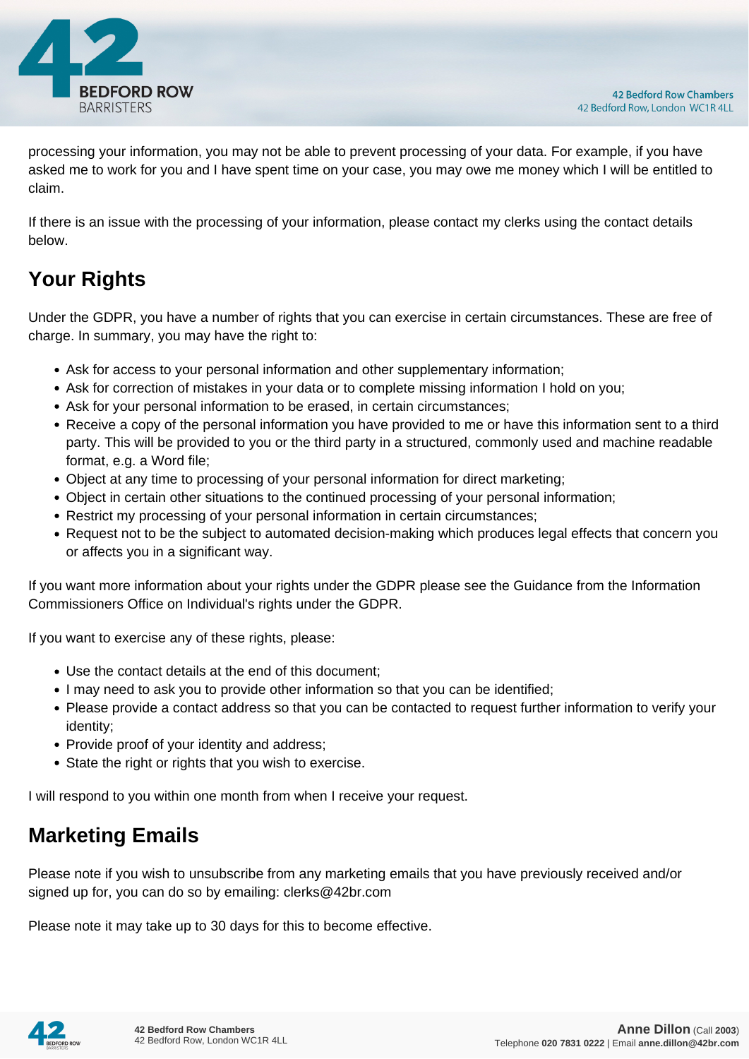processing your information, you may not be able to prevent processing of your data. For example, if you have asked me to work for you and I have spent time on your case, you may owe me money which I will be entitled to claim.

If there is an issue with the processing of your information, please contact my clerks using the contact details below.

## Your Rights

Under the GDPR, you have a number of rights that you can exercise in certain circumstances. These are free of charge. In summary, you may have the right to:

- Ask for access to your personal information and other supplementary information;
- Ask for correction of mistakes in your data or to complete missing information I hold on you;
- Ask for your personal information to be erased, in certain circumstances;
- Receive a copy of the personal information you have provided to me or have this information sent to a third party. This will be provided to you or the third party in a structured, commonly used and machine readable format, e.g. a Word file;
- Object at any time to processing of your personal information for direct marketing;
- Object in certain other situations to the continued processing of your personal information;
- Restrict my processing of your personal information in certain circumstances;
- Request not to be the subject to automated decision-making which produces legal effects that concern you or affects you in a significant way.

If you want more information about your rights under the GDPR please see the Guidance from the Information Commissioners Office on Individual's rights under the GDPR.

If you want to exercise any of these rights, please:

- Use the contact details at the end of this document;
- I may need to ask you to provide other information so that you can be identified;
- Please provide a contact address so that you can be contacted to request further information to verify your identity;
- Provide proof of your identity and address;
- State the right or rights that you wish to exercise.

I will respond to you within one month from when I receive your request.

## Marketing Emails

Please note if you wish to unsubscribe from any marketing emails that you have previously received and/or signed up for, you can do so by emailing: clerks@42br.com

Please note it may take up to 30 days for this to become effective.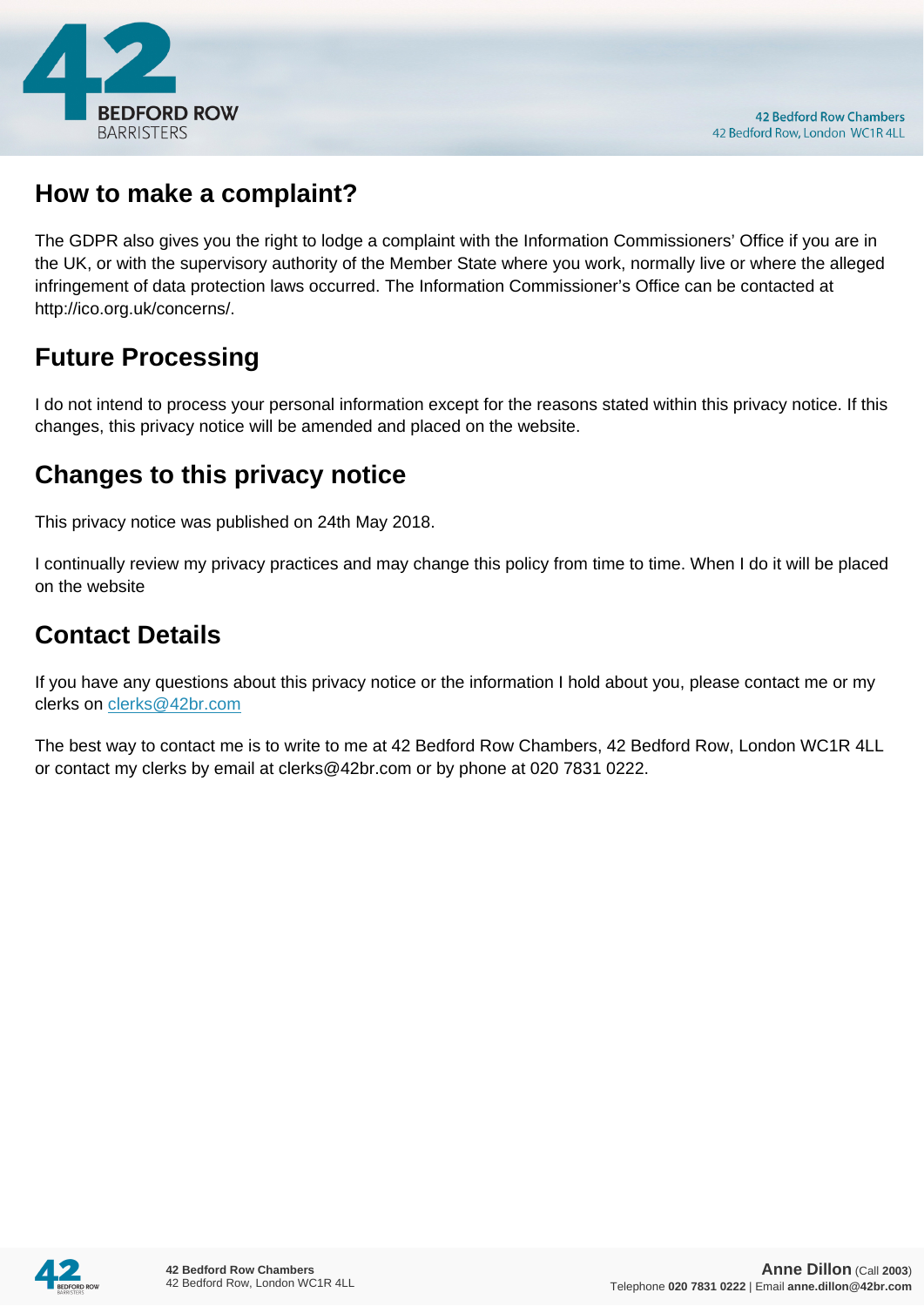## How to make a complaint?

The GDPR also gives you the right to lodge a complaint with the Information Commissioners' Office if you are in the UK, or with the supervisory authority of the Member State where you work, normally live or where the alleged infringement of data protection laws occurred. The Information Commissioner's Office can be contacted at http://ico.org.uk/concerns/.

## Future Processing

I do not intend to process your personal information except for the reasons stated within this privacy notice. If this changes, this privacy notice will be amended and placed on the website.

## Changes to this privacy notice

This privacy notice was published on 24th May 2018.

I continually review my privacy practices and may change this policy from time to time. When I do it will be placed on the website

## Contact Details

If you have any questions about this privacy notice or the information I hold about you, please contact me or my clerks on clerks@42br.com

The best way to contact me is to write to me at 42 Bedford Row Chambers, 42 Bedford Row, London WC1R 4LL or contact my clerks by email at clerks@42br.com or by phone at 020 7831 0222.